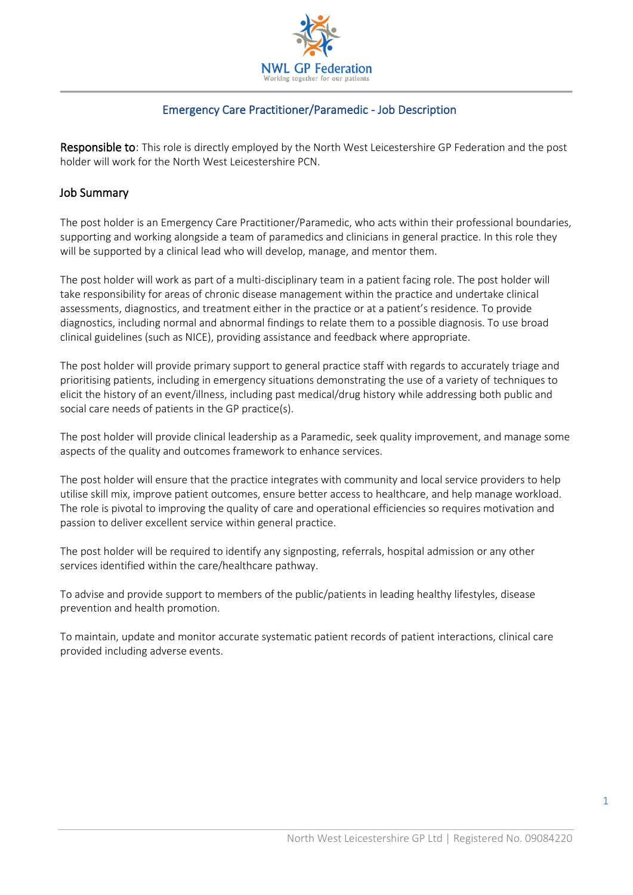# Emergency Care Practitioner/Paramedic - Job Description

**Responsible to**: This role is directly employed by the North West Leicestershire GP Federation and the post holder will work for the North West Leicestershire PCN.

## Job Summary

The post holder is an Emergency Care Practitioner/Paramedic, who acts within their professional boundaries, supporting and working alongside a team of paramedics and clinicians in general practice. In this role they will be supported by a clinical lead who will develop, manage, and mentor them.

The post holder will work as part of a multi-disciplinary team in a patient facing role. The post holder will take responsibility for areas of chronic disease management within the practice and undertake clinical assessments, diagnostics, and treatment either in the practice or at a patient's residence. To provide diagnostics, including normal and abnormal findings to relate them to a possible diagnosis. To use broad clinical guidelines (such as NICE), providing assistance and feedback where appropriate.

The post holder will provide primary support to general practice staff with regards to accurately triage and prioritising patients, including in emergency situations demonstrating the use of a variety of techniques to elicit the history of an event/illness, including past medical/drug history while addressing both public and social care needs of patients in the GP practice(s).

The post holder will provide clinical leadership as a Paramedic, seek quality improvement, and manage some aspects of the quality and outcomes framework to enhance services.

The post holder will ensure that the practice integrates with community and local service providers to help utilise skill mix, improve patient outcomes, ensure better access to healthcare, and help manage workload. The role is pivotal to improving the quality of care and operational efficiencies so requires motivation and passion to deliver excellent service within general practice.

The post holder will be required to identify any signposting, referrals, hospital admission or any other services identified within the care/healthcare pathway.

To advise and provide support to members of the public/patients in leading healthy lifestyles, disease prevention and health promotion.

To maintain, update and monitor accurate systematic patient records of patient interactions, clinical care provided including adverse events.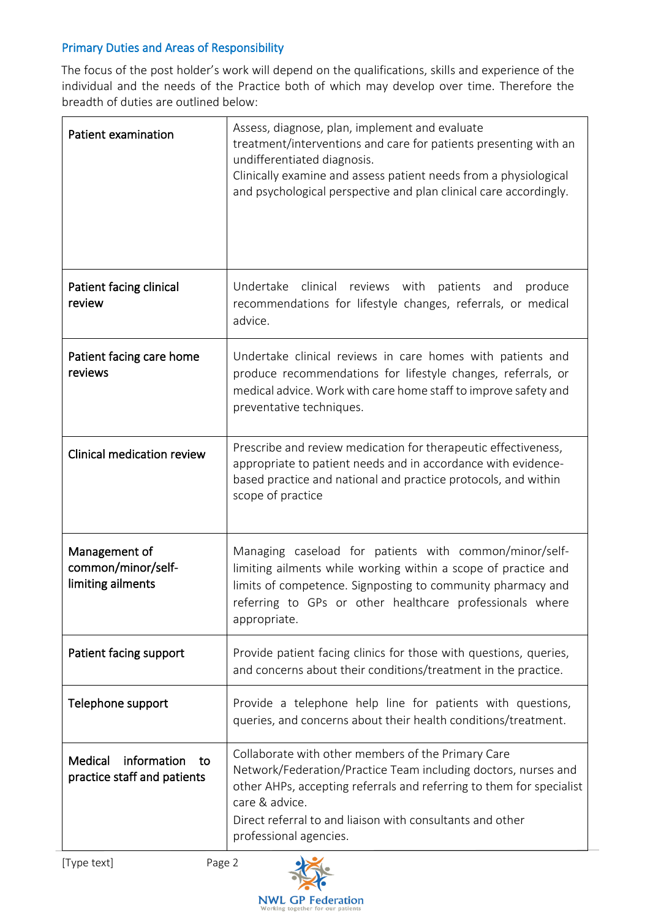## Primary Duties and Areas of Responsibility

The focus of the post holder's work will depend on the qualifications, skills and experience of the individual and the needs of the Practice both of which may develop over time. Therefore the breadth of duties are outlined below:

| | |
|---|---|
| **Patient examination** | Assess, diagnose, plan, implement and evaluate treatment/interventions and care for patients presenting with an undifferentiated diagnosis.<br>Clinically examine and assess patient needs from a physiological and psychological perspective and plan clinical care accordingly. |
| **Patient facing clinical review** | Undertake clinical reviews with patients and produce recommendations for lifestyle changes, referrals, or medical advice. |
| **Patient facing care home reviews** | Undertake clinical reviews in care homes with patients and produce recommendations for lifestyle changes, referrals, or medical advice. Work with care home staff to improve safety and preventative techniques. |
| **Clinical medication review** | Prescribe and review medication for therapeutic effectiveness, appropriate to patient needs and in accordance with evidence-based practice and national and practice protocols, and within scope of practice |
| **Management of common/minor/self-limiting ailments** | Managing caseload for patients with common/minor/self-limiting ailments while working within a scope of practice and limits of competence. Signposting to community pharmacy and referring to GPs or other healthcare professionals where appropriate. |
| **Patient facing support** | Provide patient facing clinics for those with questions, queries, and concerns about their conditions/treatment in the practice. |
| **Telephone support** | Provide a telephone help line for patients with questions, queries, and concerns about their health conditions/treatment. |
| **Medical information to practice staff and patients** | Collaborate with other members of the Primary Care Network/Federation/Practice Team including doctors, nurses and other AHPs, accepting referrals and referring to them for specialist care & advice.<br>Direct referral to and liaison with consultants and other professional agencies. |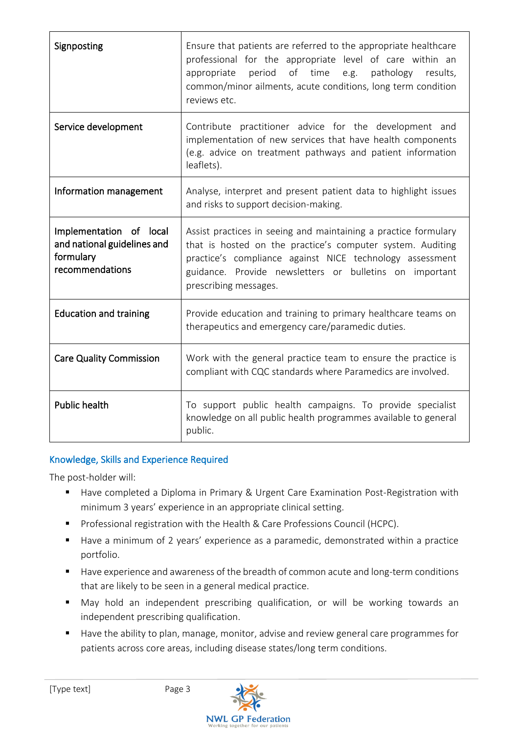| | |
|---|---|
| Signposting | Ensure that patients are referred to the appropriate healthcare professional for the appropriate level of care within an appropriate period of time e.g. pathology results, common/minor ailments, acute conditions, long term condition reviews etc. |
| Service development | Contribute practitioner advice for the development and implementation of new services that have health components (e.g. advice on treatment pathways and patient information leaflets). |
| Information management | Analyse, interpret and present patient data to highlight issues and risks to support decision-making. |
| Implementation of local and national guidelines and formulary recommendations | Assist practices in seeing and maintaining a practice formulary that is hosted on the practice's computer system. Auditing practice's compliance against NICE technology assessment guidance. Provide newsletters or bulletins on important prescribing messages. |
| Education and training | Provide education and training to primary healthcare teams on therapeutics and emergency care/paramedic duties. |
| Care Quality Commission | Work with the general practice team to ensure the practice is compliant with CQC standards where Paramedics are involved. |
| Public health | To support public health campaigns. To provide specialist knowledge on all public health programmes available to general public. |

## Knowledge, Skills and Experience Required

The post-holder will:

- Have completed a Diploma in Primary & Urgent Care Examination Post-Registration with minimum 3 years' experience in an appropriate clinical setting.
- Professional registration with the Health & Care Professions Council (HCPC).
- Have a minimum of 2 years' experience as a paramedic, demonstrated within a practice portfolio.
- Have experience and awareness of the breadth of common acute and long-term conditions that are likely to be seen in a general medical practice.
- May hold an independent prescribing qualification, or will be working towards an independent prescribing qualification.
- Have the ability to plan, manage, monitor, advise and review general care programmes for patients across core areas, including disease states/long term conditions.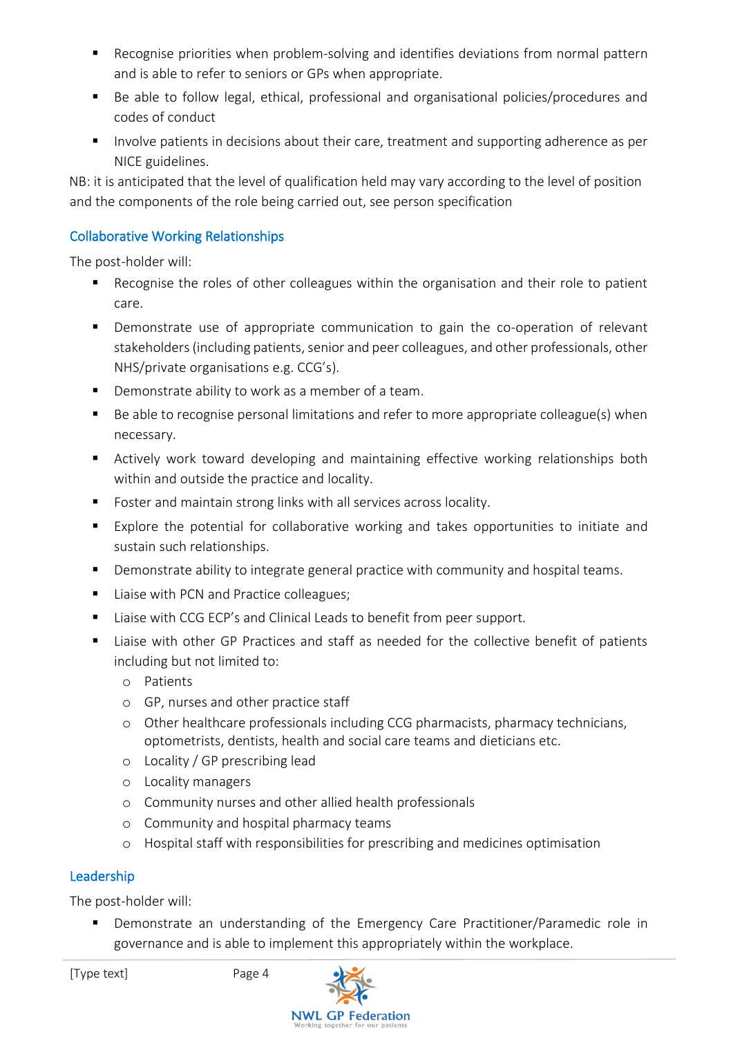- Recognise priorities when problem-solving and identifies deviations from normal pattern and is able to refer to seniors or GPs when appropriate.
- Be able to follow legal, ethical, professional and organisational policies/procedures and codes of conduct
- Involve patients in decisions about their care, treatment and supporting adherence as per NICE guidelines.

NB: it is anticipated that the level of qualification held may vary according to the level of position and the components of the role being carried out, see person specification

## Collaborative Working Relationships

The post-holder will:

- Recognise the roles of other colleagues within the organisation and their role to patient care.
- Demonstrate use of appropriate communication to gain the co-operation of relevant stakeholders (including patients, senior and peer colleagues, and other professionals, other NHS/private organisations e.g. CCG's).
- Demonstrate ability to work as a member of a team.
- Be able to recognise personal limitations and refer to more appropriate colleague(s) when necessary.
- Actively work toward developing and maintaining effective working relationships both within and outside the practice and locality.
- Foster and maintain strong links with all services across locality.
- Explore the potential for collaborative working and takes opportunities to initiate and sustain such relationships.
- Demonstrate ability to integrate general practice with community and hospital teams.
- Liaise with PCN and Practice colleagues;
- Liaise with CCG ECP's and Clinical Leads to benefit from peer support.
- Liaise with other GP Practices and staff as needed for the collective benefit of patients including but not limited to:
  - Patients
  - GP, nurses and other practice staff
  - Other healthcare professionals including CCG pharmacists, pharmacy technicians, optometrists, dentists, health and social care teams and dieticians etc.
  - Locality / GP prescribing lead
  - Locality managers
  - Community nurses and other allied health professionals
  - Community and hospital pharmacy teams
  - Hospital staff with responsibilities for prescribing and medicines optimisation

## Leadership

The post-holder will:

- Demonstrate an understanding of the Emergency Care Practitioner/Paramedic role in governance and is able to implement this appropriately within the workplace.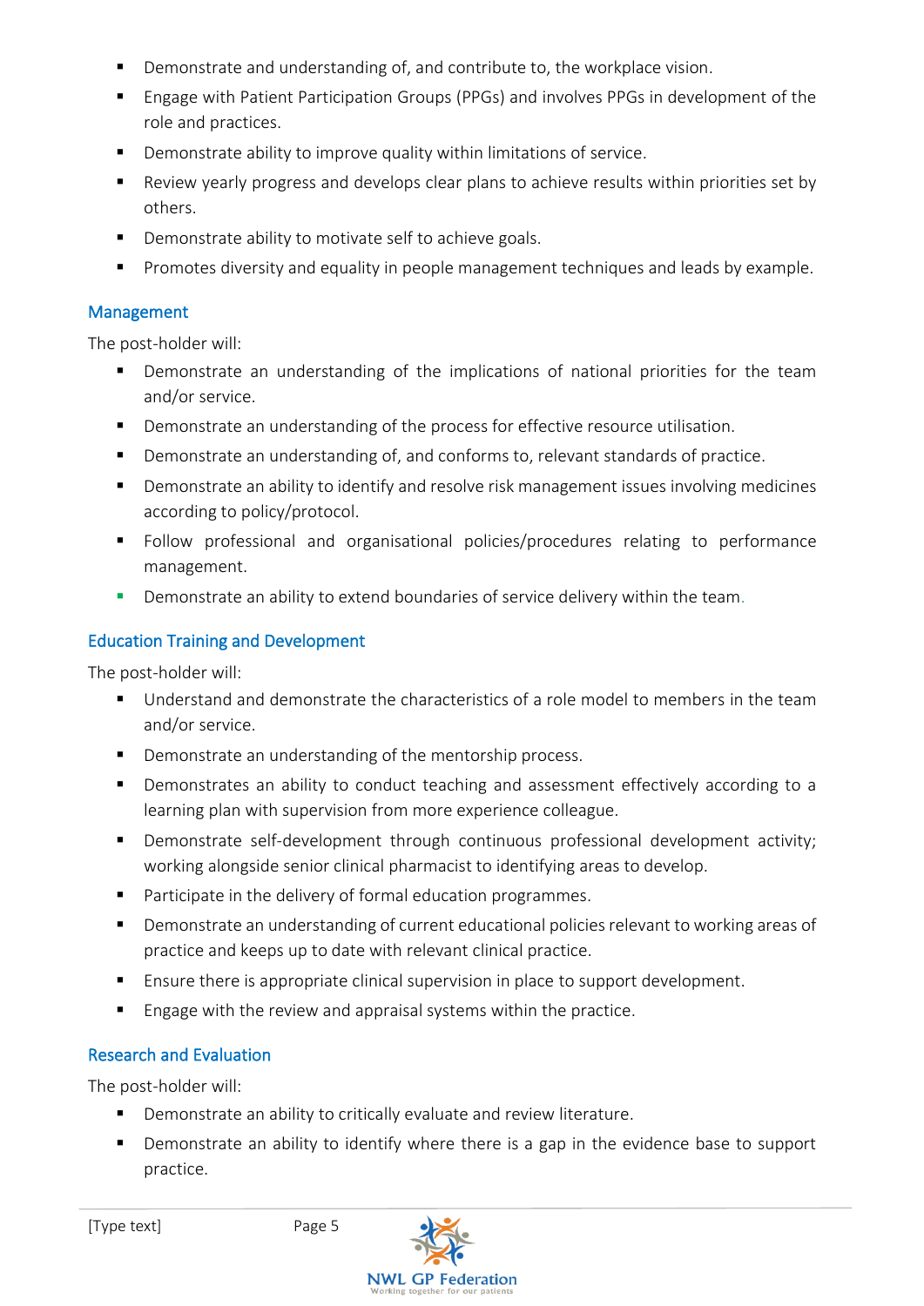- Demonstrate and understanding of, and contribute to, the workplace vision.
- Engage with Patient Participation Groups (PPGs) and involves PPGs in development of the role and practices.
- Demonstrate ability to improve quality within limitations of service.
- Review yearly progress and develops clear plans to achieve results within priorities set by others.
- Demonstrate ability to motivate self to achieve goals.
- Promotes diversity and equality in people management techniques and leads by example.

## Management

The post-holder will:

- Demonstrate an understanding of the implications of national priorities for the team and/or service.
- Demonstrate an understanding of the process for effective resource utilisation.
- Demonstrate an understanding of, and conforms to, relevant standards of practice.
- Demonstrate an ability to identify and resolve risk management issues involving medicines according to policy/protocol.
- Follow professional and organisational policies/procedures relating to performance management.
- Demonstrate an ability to extend boundaries of service delivery within the team.

## Education Training and Development

The post-holder will:

- Understand and demonstrate the characteristics of a role model to members in the team and/or service.
- Demonstrate an understanding of the mentorship process.
- Demonstrates an ability to conduct teaching and assessment effectively according to a learning plan with supervision from more experience colleague.
- Demonstrate self-development through continuous professional development activity; working alongside senior clinical pharmacist to identifying areas to develop.
- Participate in the delivery of formal education programmes.
- Demonstrate an understanding of current educational policies relevant to working areas of practice and keeps up to date with relevant clinical practice.
- Ensure there is appropriate clinical supervision in place to support development.
- Engage with the review and appraisal systems within the practice.

## Research and Evaluation

The post-holder will:

- Demonstrate an ability to critically evaluate and review literature.
- Demonstrate an ability to identify where there is a gap in the evidence base to support practice.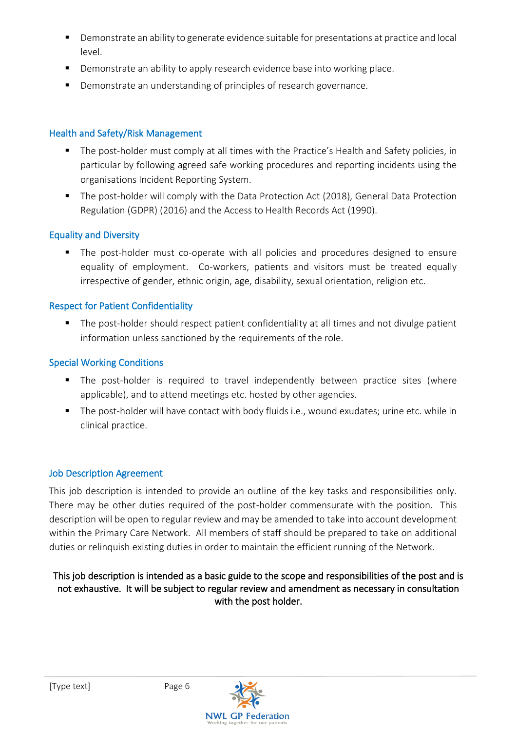- Demonstrate an ability to generate evidence suitable for presentations at practice and local level.
- Demonstrate an ability to apply research evidence base into working place.
- Demonstrate an understanding of principles of research governance.

## Health and Safety/Risk Management

- The post-holder must comply at all times with the Practice's Health and Safety policies, in particular by following agreed safe working procedures and reporting incidents using the organisations Incident Reporting System.
- The post-holder will comply with the Data Protection Act (2018), General Data Protection Regulation (GDPR) (2016) and the Access to Health Records Act (1990).

## Equality and Diversity

- The post-holder must co-operate with all policies and procedures designed to ensure equality of employment. Co-workers, patients and visitors must be treated equally irrespective of gender, ethnic origin, age, disability, sexual orientation, religion etc.

## Respect for Patient Confidentiality

- The post-holder should respect patient confidentiality at all times and not divulge patient information unless sanctioned by the requirements of the role.

## Special Working Conditions

- The post-holder is required to travel independently between practice sites (where applicable), and to attend meetings etc. hosted by other agencies.
- The post-holder will have contact with body fluids i.e., wound exudates; urine etc. while in clinical practice.

## Job Description Agreement

This job description is intended to provide an outline of the key tasks and responsibilities only. There may be other duties required of the post-holder commensurate with the position. This description will be open to regular review and may be amended to take into account development within the Primary Care Network. All members of staff should be prepared to take on additional duties or relinquish existing duties in order to maintain the efficient running of the Network.

**This job description is intended as a basic guide to the scope and responsibilities of the post and is not exhaustive. It will be subject to regular review and amendment as necessary in consultation with the post holder.**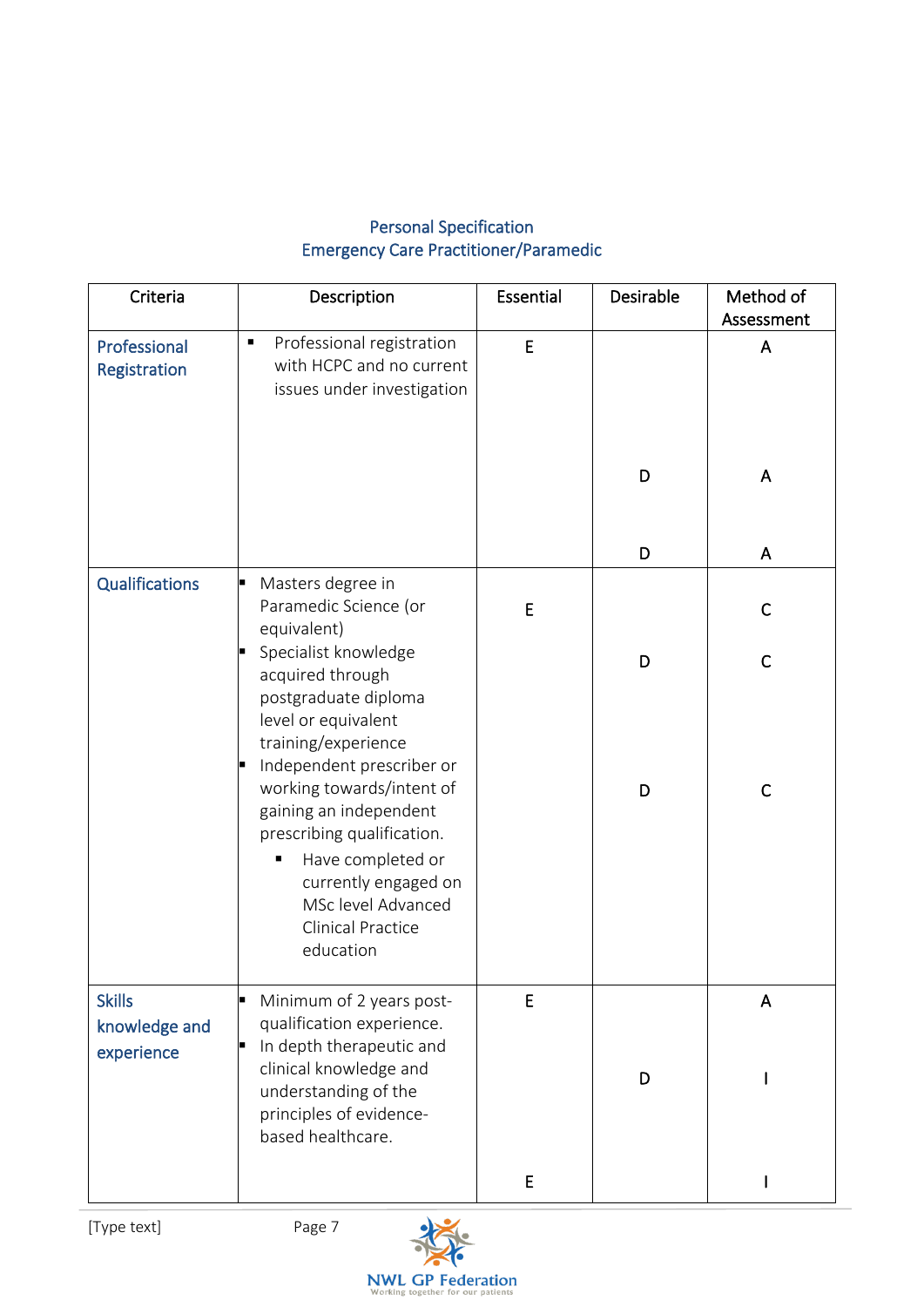Personal Specification
Emergency Care Practitioner/Paramedic

| Criteria | Description | Essential | Desirable | Method of Assessment |
|---|---|---|---|---|
| Professional Registration | ▪ Professional registration with HCPC and no current issues under investigation | E | | A |
| | | | D | A |
| | | | D | A |
| Qualifications | ▪ Masters degree in Paramedic Science (or equivalent) | E | | C |
| | ▪ Specialist knowledge acquired through postgraduate diploma level or equivalent training/experience | | D | C |
| | ▪ Independent prescriber or working towards/intent of gaining an independent prescribing qualification. | | D | C |
| | ▪ Have completed or currently engaged on MSc level Advanced Clinical Practice education | | | |
| Skills knowledge and experience | ▪ Minimum of 2 years post-qualification experience. | E | | A |
| | ▪ In depth therapeutic and clinical knowledge and understanding of the principles of evidence-based healthcare. | | D | I |
| | | E | | I |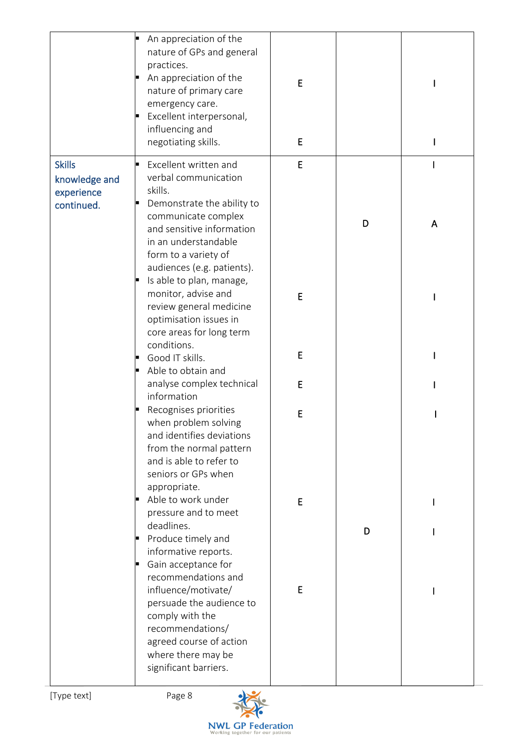| | | | | |
|---|---|---|---|---|
| | An appreciation of the nature of GPs and general practices. | | | |
| | An appreciation of the nature of primary care emergency care. | E | | I |
| | Excellent interpersonal, influencing and negotiating skills. | E | | I |
| **Skills knowledge and experience continued.** | Excellent written and verbal communication skills. | E | | I |
| | Demonstrate the ability to communicate complex and sensitive information in an understandable form to a variety of audiences (e.g. patients). | | D | A |
| | Is able to plan, manage, monitor, advise and review general medicine optimisation issues in core areas for long term conditions. | E | | I |
| | Good IT skills. | E | | I |
| | Able to obtain and analyse complex technical information | E | | I |
| | Recognises priorities when problem solving and identifies deviations from the normal pattern and is able to refer to seniors or GPs when appropriate. | E | | I |
| | Able to work under pressure and to meet deadlines. | E | | I |
| | Produce timely and informative reports. | | D | I |
| | Gain acceptance for recommendations and influence/motivate/ persuade the audience to comply with the recommendations/ agreed course of action where there may be significant barriers. | E | | I |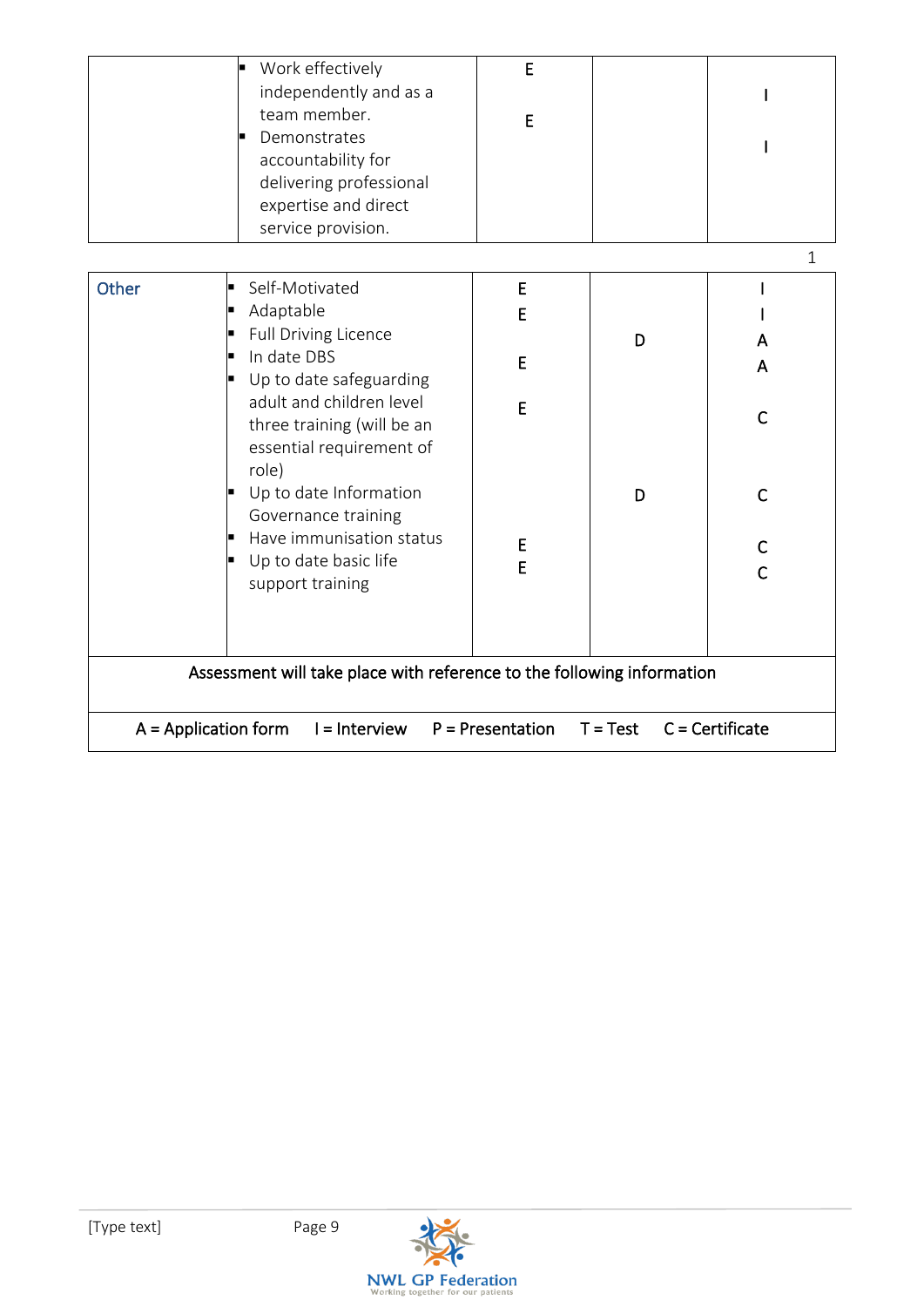| | | | | |
|---|---|---|---|---|
| | ▪ Work effectively independently and as a team member.<br>▪ Demonstrates accountability for delivering professional expertise and direct service provision. | E<br><br>E | | I<br><br>I |

1

| | | | | |
|---|---|---|---|---|
| Other | ▪ Self-Motivated<br>▪ Adaptable<br>▪ Full Driving Licence<br>▪ In date DBS<br>▪ Up to date safeguarding adult and children level three training (will be an essential requirement of role)<br>▪ Up to date Information Governance training<br>▪ Have immunisation status<br>▪ Up to date basic life support training | E<br>E<br><br>E<br><br>E<br><br><br>E<br>E | <br><br>D<br><br><br><br>D | I<br>I<br>A<br>A<br><br>C<br><br>C<br><br>C<br>C |
| Assessment will take place with reference to the following information | | | | |
| A = Application form I = Interview P = Presentation T = Test C = Certificate | | | | |